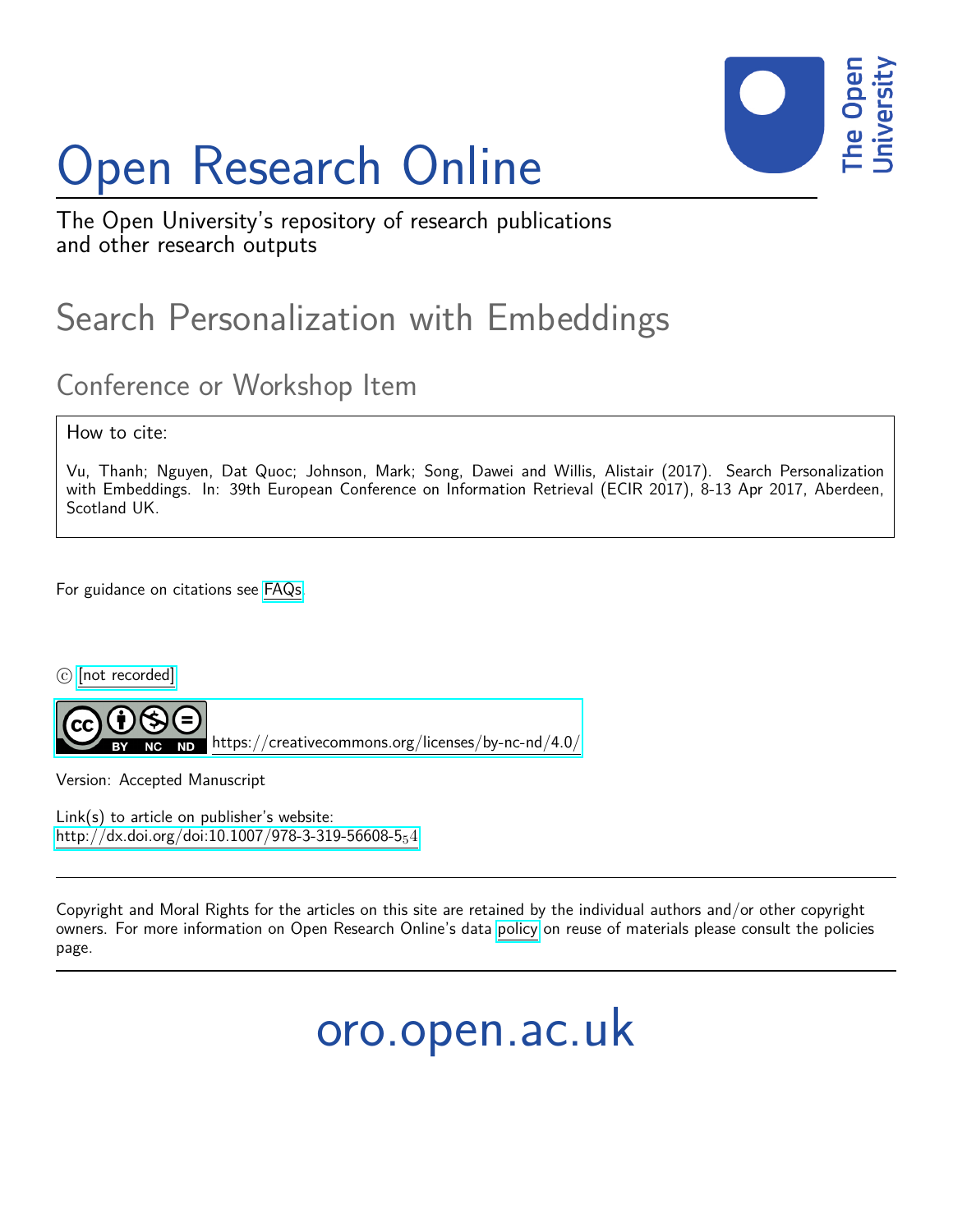# Open Research Online

The Open University's repository of research publications and other research outputs

## Search Personalization with Embeddings

### Conference or Workshop Item

How to cite:

Vu, Thanh; Nguyen, Dat Quoc; Johnson, Mark; Song, Dawei and Willis, Alistair (2017). Search Personalization with Embeddings. In: 39th European Conference on Information Retrieval (ECIR 2017), 8-13 Apr 2017, Aberdeen, Scotland UK.

For guidance on citations see FAQs.

© [not recorded]

https://creativecommons.org/licenses/by-nc-nd/4.0/

Version: Accepted Manuscript

Link(s) to article on publisher's website:
http://dx.doi.org/doi:10.1007/978-3-319-56608-5_54

Copyright and Moral Rights for the articles on this site are retained by the individual authors and/or other copyright owners. For more information on Open Research Online's data policy on reuse of materials please consult the policies page.

oro.open.ac.uk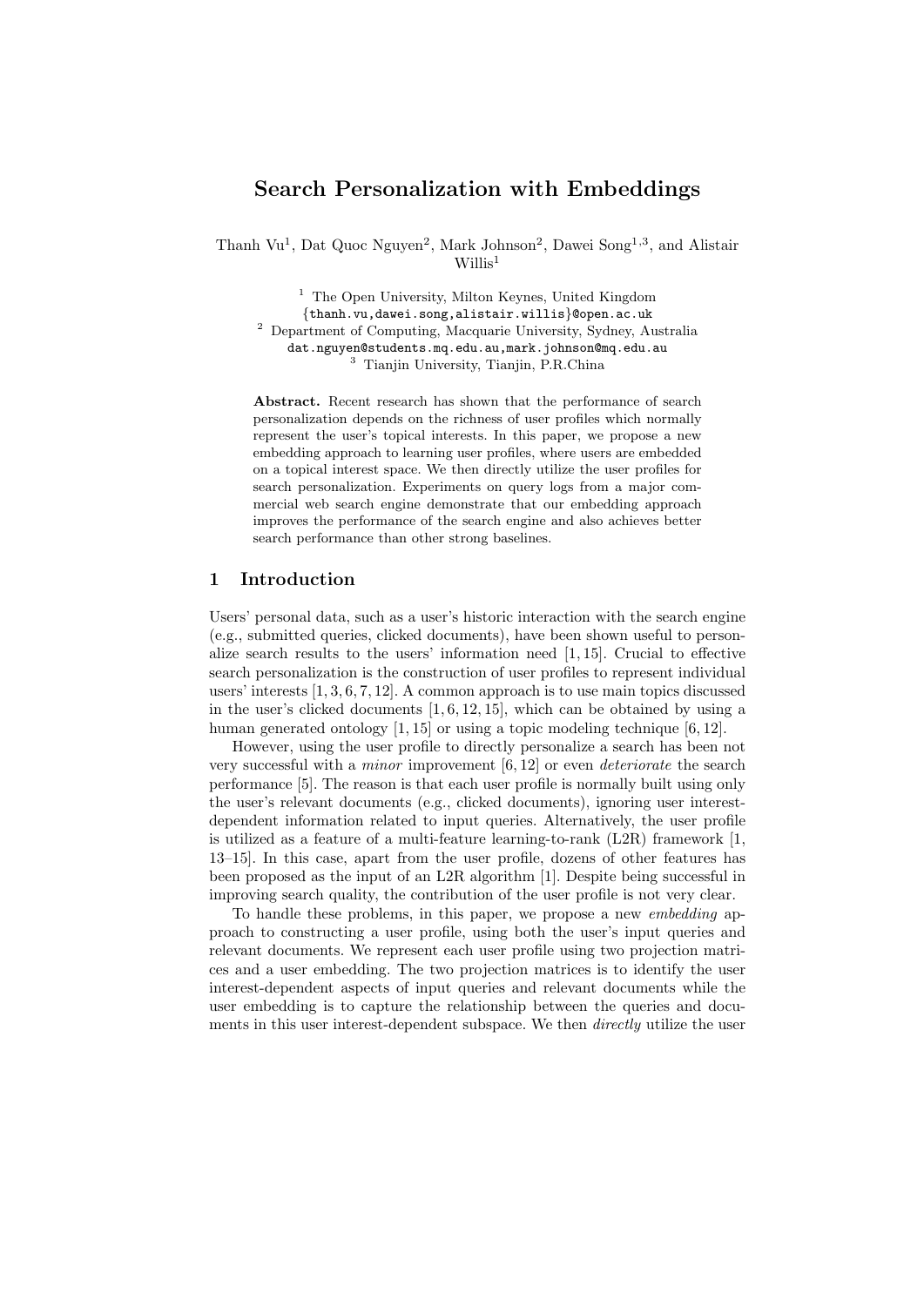# Search Personalization with Embeddings

Thanh Vu[1], Dat Quoc Nguyen[2], Mark Johnson[2], Dawei Song[1,3], and Alistair Willis[1]

[1] The Open University, Milton Keynes, United Kingdom
{thanh.vu,dawei.song,alistair.willis}@open.ac.uk
[2] Department of Computing, Macquarie University, Sydney, Australia
dat.nguyen@students.mq.edu.au,mark.johnson@mq.edu.au
[3] Tianjin University, Tianjin, P.R.China

**Abstract.** Recent research has shown that the performance of search personalization depends on the richness of user profiles which normally represent the user's topical interests. In this paper, we propose a new embedding approach to learning user profiles, where users are embedded on a topical interest space. We then directly utilize the user profiles for search personalization. Experiments on query logs from a major commercial web search engine demonstrate that our embedding approach improves the performance of the search engine and also achieves better search performance than other strong baselines.

## 1 Introduction

Users' personal data, such as a user's historic interaction with the search engine (e.g., submitted queries, clicked documents), have been shown useful to personalize search results to the users' information need [1, 15]. Crucial to effective search personalization is the construction of user profiles to represent individual users' interests [1, 3, 6, 7, 12]. A common approach is to use main topics discussed in the user's clicked documents [1, 6, 12, 15], which can be obtained by using a human generated ontology [1, 15] or using a topic modeling technique [6, 12].

However, using the user profile to directly personalize a search has been not very successful with a *minor* improvement [6, 12] or even *deteriorate* the search performance [5]. The reason is that each user profile is normally built using only the user's relevant documents (e.g., clicked documents), ignoring user interest-dependent information related to input queries. Alternatively, the user profile is utilized as a feature of a multi-feature learning-to-rank (L2R) framework [1, 13–15]. In this case, apart from the user profile, dozens of other features has been proposed as the input of an L2R algorithm [1]. Despite being successful in improving search quality, the contribution of the user profile is not very clear.

To handle these problems, in this paper, we propose a new *embedding* approach to constructing a user profile, using both the user's input queries and relevant documents. We represent each user profile using two projection matrices and a user embedding. The two projection matrices is to identify the user interest-dependent aspects of input queries and relevant documents while the user embedding is to capture the relationship between the queries and documents in this user interest-dependent subspace. We then *directly* utilize the user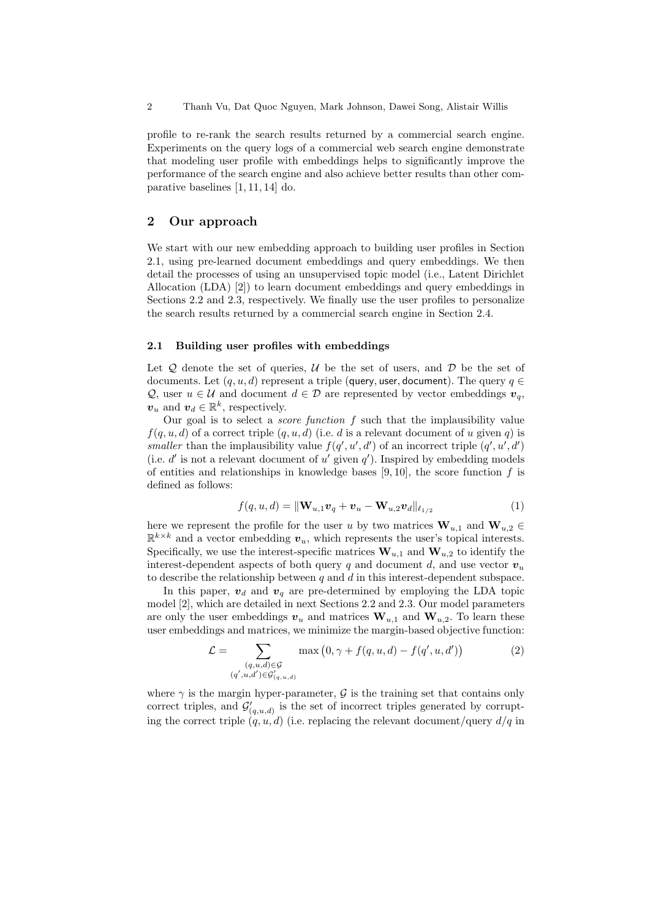profile to re-rank the search results returned by a commercial search engine. Experiments on the query logs of a commercial web search engine demonstrate that modeling user profile with embeddings helps to significantly improve the performance of the search engine and also achieve better results than other comparative baselines [1, 11, 14] do.

## 2 Our approach

We start with our new embedding approach to building user profiles in Section 2.1, using pre-learned document embeddings and query embeddings. We then detail the processes of using an unsupervised topic model (i.e., Latent Dirichlet Allocation (LDA) [2]) to learn document embeddings and query embeddings in Sections 2.2 and 2.3, respectively. We finally use the user profiles to personalize the search results returned by a commercial search engine in Section 2.4.

### 2.1 Building user profiles with embeddings

Let $\mathcal{Q}$ denote the set of queries, $\mathcal{U}$ be the set of users, and $\mathcal{D}$ be the set of documents. Let $(q, u, d)$ represent a triple (query, user, document). The query $q \in \mathcal{Q}$, user $u \in \mathcal{U}$ and document $d \in \mathcal{D}$ are represented by vector embeddings $\boldsymbol{v}_q$, $\boldsymbol{v}_u$ and $\boldsymbol{v}_d \in \mathbb{R}^k$, respectively.

Our goal is to select a *score function* $f$ such that the implausibility value $f(q, u, d)$ of a correct triple $(q, u, d)$ (i.e. $d$ is a relevant document of $u$ given $q$) is *smaller* than the implausibility value $f(q', u', d')$ of an incorrect triple $(q', u', d')$ (i.e. $d'$ is not a relevant document of $u'$ given $q'$). Inspired by embedding models of entities and relationships in knowledge bases [9, 10], the score function $f$ is defined as follows:

$$f(q, u, d) = \|\mathbf{W}_{u,1}\boldsymbol{v}_q + \boldsymbol{v}_u - \mathbf{W}_{u,2}\boldsymbol{v}_d\|_{\ell_{1/2}} \quad (1)$$

here we represent the profile for the user $u$ by two matrices $\mathbf{W}_{u,1}$ and $\mathbf{W}_{u,2} \in \mathbb{R}^{k \times k}$ and a vector embedding $\boldsymbol{v}_u$, which represents the user's topical interests. Specifically, we use the interest-specific matrices $\mathbf{W}_{u,1}$ and $\mathbf{W}_{u,2}$ to identify the interest-dependent aspects of both query $q$ and document $d$, and use vector $\boldsymbol{v}_u$ to describe the relationship between $q$ and $d$ in this interest-dependent subspace.

In this paper, $\boldsymbol{v}_d$ and $\boldsymbol{v}_q$ are pre-determined by employing the LDA topic model [2], which are detailed in next Sections 2.2 and 2.3. Our model parameters are only the user embeddings $\boldsymbol{v}_u$ and matrices $\mathbf{W}_{u,1}$ and $\mathbf{W}_{u,2}$. To learn these user embeddings and matrices, we minimize the margin-based objective function:

$$\mathcal{L} = \sum_{\substack{(q,u,d) \in \mathcal{G} \\ (q',u,d') \in \mathcal{G}'_{(q,u,d)}}} \max\left(0, \gamma + f(q, u, d) - f(q', u, d')\right) \quad (2)$$

where $\gamma$ is the margin hyper-parameter, $\mathcal{G}$ is the training set that contains only correct triples, and $\mathcal{G}'_{(q,u,d)}$ is the set of incorrect triples generated by corrupting the correct triple $(q, u, d)$ (i.e. replacing the relevant document/query $d/q$ in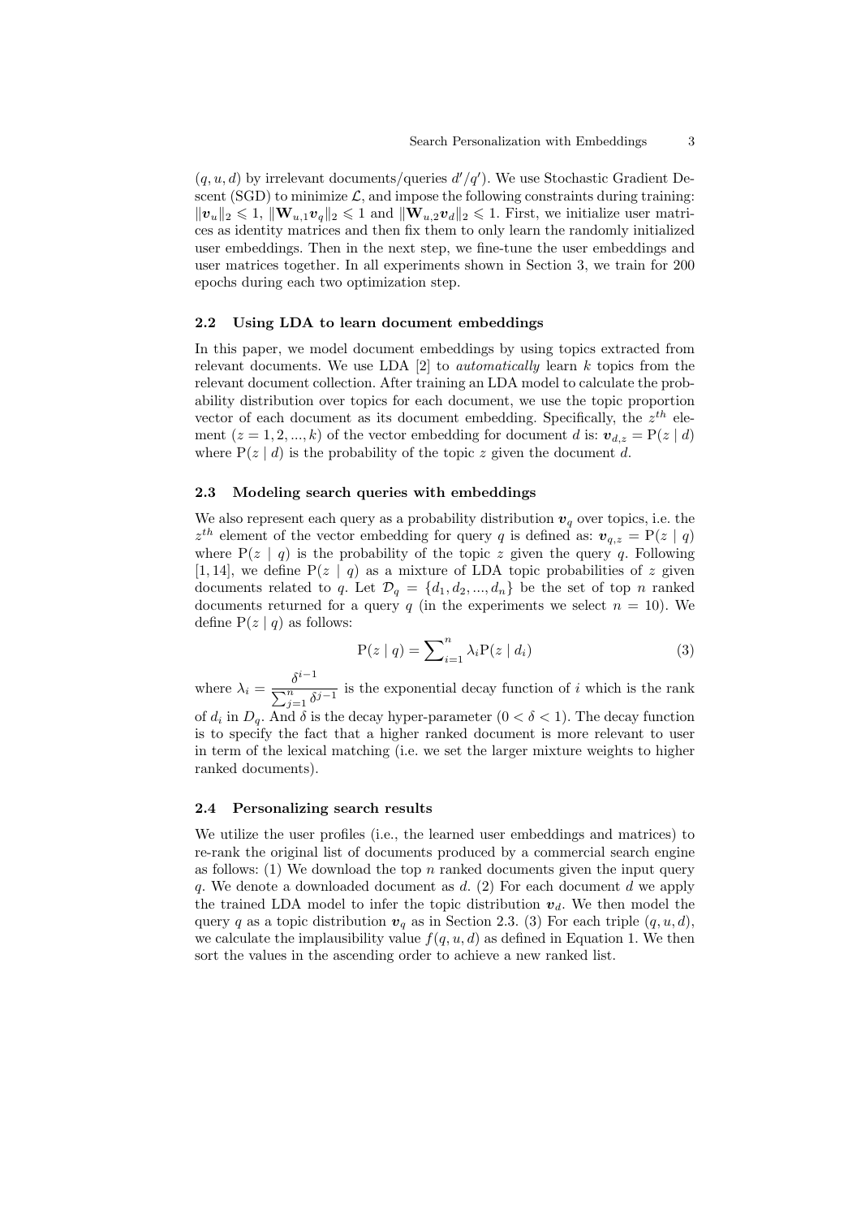$(q, u, d)$ by irrelevant documents/queries $d'/q'$). We use Stochastic Gradient Descent (SGD) to minimize $\mathcal{L}$, and impose the following constraints during training: $\|\boldsymbol{v}_u\|_2 \leqslant 1$, $\|\mathbf{W}_{u,1}\boldsymbol{v}_q\|_2 \leqslant 1$ and $\|\mathbf{W}_{u,2}\boldsymbol{v}_d\|_2 \leqslant 1$. First, we initialize user matrices as identity matrices and then fix them to only learn the randomly initialized user embeddings. Then in the next step, we fine-tune the user embeddings and user matrices together. In all experiments shown in Section 3, we train for 200 epochs during each two optimization step.

### 2.2 Using LDA to learn document embeddings

In this paper, we model document embeddings by using topics extracted from relevant documents. We use LDA [2] to *automatically* learn $k$ topics from the relevant document collection. After training an LDA model to calculate the probability distribution over topics for each document, we use the topic proportion vector of each document as its document embedding. Specifically, the $z^{th}$ element ($z = 1, 2, ..., k$) of the vector embedding for document $d$ is: $\boldsymbol{v}_{d,z} = \mathrm{P}(z \mid d)$ where $\mathrm{P}(z \mid d)$ is the probability of the topic $z$ given the document $d$.

### 2.3 Modeling search queries with embeddings

We also represent each query as a probability distribution $\boldsymbol{v}_q$ over topics, i.e. the $z^{th}$ element of the vector embedding for query $q$ is defined as: $\boldsymbol{v}_{q,z} = \mathrm{P}(z \mid q)$ where $\mathrm{P}(z \mid q)$ is the probability of the topic $z$ given the query $q$. Following [1, 14], we define $\mathrm{P}(z \mid q)$ as a mixture of LDA topic probabilities of $z$ given documents related to $q$. Let $\mathcal{D}_q = \{d_1, d_2, ..., d_n\}$ be the set of top $n$ ranked documents returned for a query $q$ (in the experiments we select $n = 10$). We define $\mathrm{P}(z \mid q)$ as follows:

$$\mathrm{P}(z \mid q) = \sum\nolimits_{i=1}^{n} \lambda_i \mathrm{P}(z \mid d_i) \tag{3}$$

where $\lambda_i = \frac{\delta^{i-1}}{\sum_{j=1}^{n} \delta^{j-1}}$ is the exponential decay function of $i$ which is the rank of $d_i$ in $D_q$. And $\delta$ is the decay hyper-parameter ($0 < \delta < 1$). The decay function is to specify the fact that a higher ranked document is more relevant to user in term of the lexical matching (i.e. we set the larger mixture weights to higher ranked documents).

### 2.4 Personalizing search results

We utilize the user profiles (i.e., the learned user embeddings and matrices) to re-rank the original list of documents produced by a commercial search engine as follows: (1) We download the top $n$ ranked documents given the input query $q$. We denote a downloaded document as $d$. (2) For each document $d$ we apply the trained LDA model to infer the topic distribution $\boldsymbol{v}_d$. We then model the query $q$ as a topic distribution $\boldsymbol{v}_q$ as in Section 2.3. (3) For each triple $(q, u, d)$, we calculate the implausibility value $f(q, u, d)$ as defined in Equation 1. We then sort the values in the ascending order to achieve a new ranked list.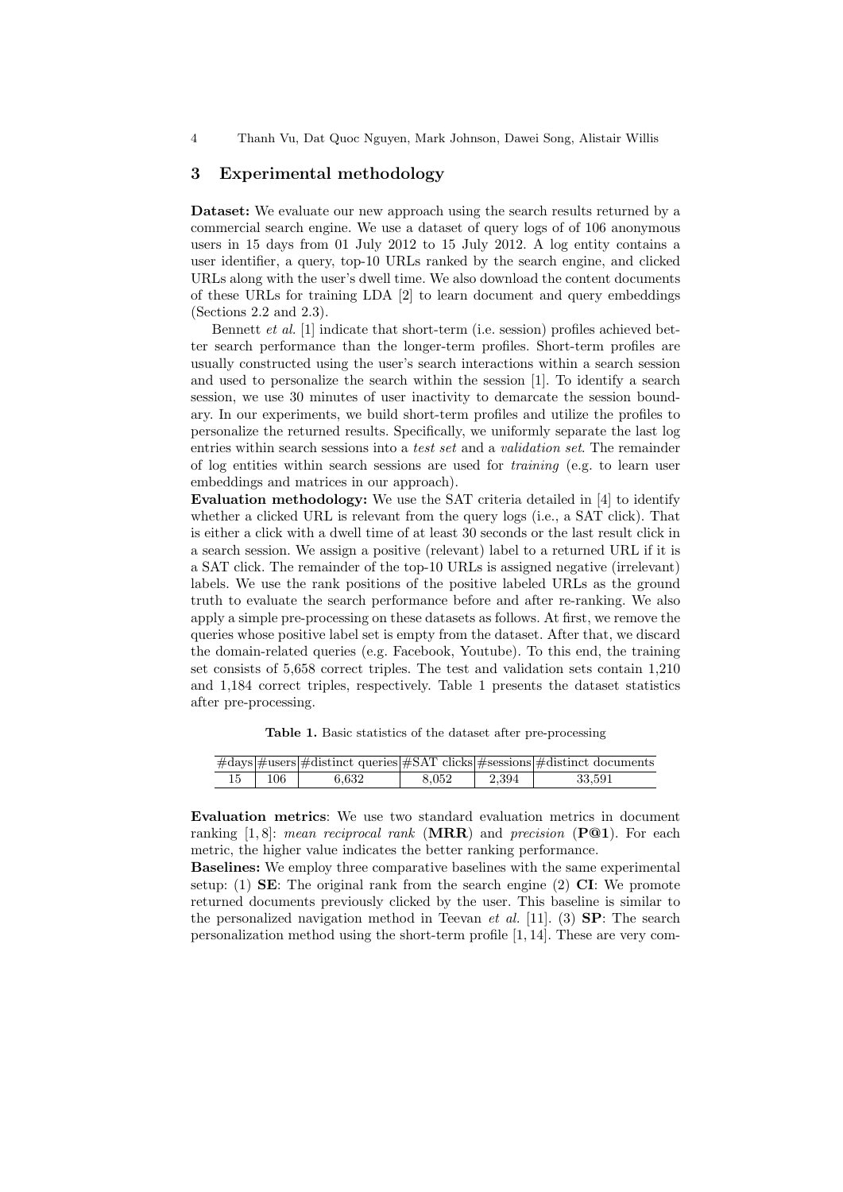## 3 Experimental methodology

**Dataset:** We evaluate our new approach using the search results returned by a commercial search engine. We use a dataset of query logs of of 106 anonymous users in 15 days from 01 July 2012 to 15 July 2012. A log entity contains a user identifier, a query, top-10 URLs ranked by the search engine, and clicked URLs along with the user's dwell time. We also download the content documents of these URLs for training LDA [2] to learn document and query embeddings (Sections 2.2 and 2.3).

Bennett *et al.* [1] indicate that short-term (i.e. session) profiles achieved better search performance than the longer-term profiles. Short-term profiles are usually constructed using the user's search interactions within a search session and used to personalize the search within the session [1]. To identify a search session, we use 30 minutes of user inactivity to demarcate the session boundary. In our experiments, we build short-term profiles and utilize the profiles to personalize the returned results. Specifically, we uniformly separate the last log entries within search sessions into a *test set* and a *validation set*. The remainder of log entities within search sessions are used for *training* (e.g. to learn user embeddings and matrices in our approach).

**Evaluation methodology:** We use the SAT criteria detailed in [4] to identify whether a clicked URL is relevant from the query logs (i.e., a SAT click). That is either a click with a dwell time of at least 30 seconds or the last result click in a search session. We assign a positive (relevant) label to a returned URL if it is a SAT click. The remainder of the top-10 URLs is assigned negative (irrelevant) labels. We use the rank positions of the positive labeled URLs as the ground truth to evaluate the search performance before and after re-ranking. We also apply a simple pre-processing on these datasets as follows. At first, we remove the queries whose positive label set is empty from the dataset. After that, we discard the domain-related queries (e.g. Facebook, Youtube). To this end, the training set consists of 5,658 correct triples. The test and validation sets contain 1,210 and 1,184 correct triples, respectively. Table 1 presents the dataset statistics after pre-processing.

**Table 1.** Basic statistics of the dataset after pre-processing

| #days | #users | #distinct queries | #SAT clicks | #sessions | #distinct documents |
|---|---|---|---|---|---|
| 15 | 106 | 6,632 | 8,052 | 2,394 | 33,591 |

**Evaluation metrics**: We use two standard evaluation metrics in document ranking [1, 8]: *mean reciprocal rank* (**MRR**) and *precision* (**P@1**). For each metric, the higher value indicates the better ranking performance.

**Baselines:** We employ three comparative baselines with the same experimental setup: (1) **SE**: The original rank from the search engine (2) **CI**: We promote returned documents previously clicked by the user. This baseline is similar to the personalized navigation method in Teevan *et al.* [11]. (3) **SP**: The search personalization method using the short-term profile [1, 14]. These are very com-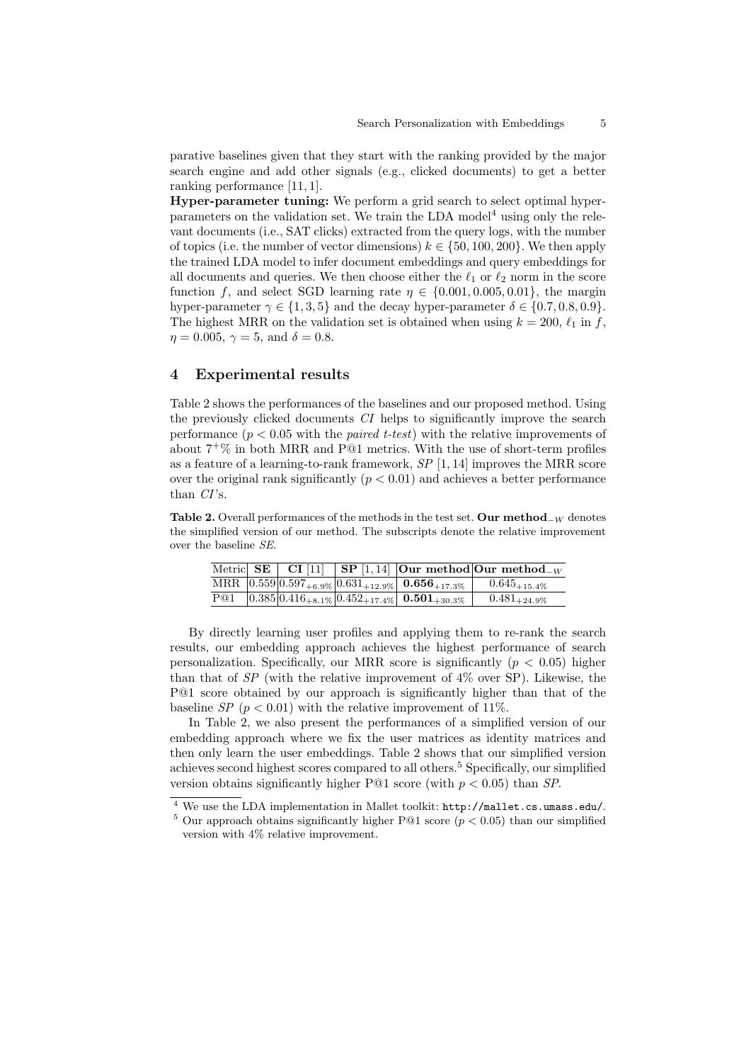parative baselines given that they start with the ranking provided by the major search engine and add other signals (e.g., clicked documents) to get a better ranking performance [11, 1].

**Hyper-parameter tuning:** We perform a grid search to select optimal hyper-parameters on the validation set. We train the LDA model[4] using only the relevant documents (i.e., SAT clicks) extracted from the query logs, with the number of topics (i.e. the number of vector dimensions) $k \in \{50, 100, 200\}$. We then apply the trained LDA model to infer document embeddings and query embeddings for all documents and queries. We then choose either the $\ell_1$ or $\ell_2$ norm in the score function $f$, and select SGD learning rate $\eta \in \{0.001, 0.005, 0.01\}$, the margin hyper-parameter $\gamma \in \{1, 3, 5\}$ and the decay hyper-parameter $\delta \in \{0.7, 0.8, 0.9\}$. The highest MRR on the validation set is obtained when using $k = 200$, $\ell_1$ in $f$, $\eta = 0.005$, $\gamma = 5$, and $\delta = 0.8$.

## 4 Experimental results

Table 2 shows the performances of the baselines and our proposed method. Using the previously clicked documents *CI* helps to significantly improve the search performance ($p < 0.05$ with the *paired t-test*) with the relative improvements of about $7^{+}\%$ in both MRR and P@1 metrics. With the use of short-term profiles as a feature of a learning-to-rank framework, *SP* [1, 14] improves the MRR score over the original rank significantly ($p < 0.01$) and achieves a better performance than *CI*'s.

**Table 2.** Overall performances of the methods in the test set. **Our method**$_{-W}$ denotes the simplified version of our method. The subscripts denote the relative improvement over the baseline *SE*.

| Metric | **SE** | **CI** [11] | **SP** [1, 14] | **Our method** | **Our method**$_{-W}$ |
|---|---|---|---|---|---|
| MRR | 0.559 | $0.597_{+6.9\%}$ | $0.631_{+12.9\%}$ | $\mathbf{0.656}_{+17.3\%}$ | $0.645_{+15.4\%}$ |
| P@1 | 0.385 | $0.416_{+8.1\%}$ | $0.452_{+17.4\%}$ | $\mathbf{0.501}_{+30.3\%}$ | $0.481_{+24.9\%}$ |

By directly learning user profiles and applying them to re-rank the search results, our embedding approach achieves the highest performance of search personalization. Specifically, our MRR score is significantly ($p < 0.05$) higher than that of *SP* (with the relative improvement of 4% over SP). Likewise, the P@1 score obtained by our approach is significantly higher than that of the baseline *SP* ($p < 0.01$) with the relative improvement of 11%.

In Table 2, we also present the performances of a simplified version of our embedding approach where we fix the user matrices as identity matrices and then only learn the user embeddings. Table 2 shows that our simplified version achieves second highest scores compared to all others.[5] Specifically, our simplified version obtains significantly higher P@1 score (with $p < 0.05$) than *SP*.

[4] We use the LDA implementation in Mallet toolkit: `http://mallet.cs.umass.edu/`.

[5] Our approach obtains significantly higher P@1 score ($p < 0.05$) than our simplified version with 4% relative improvement.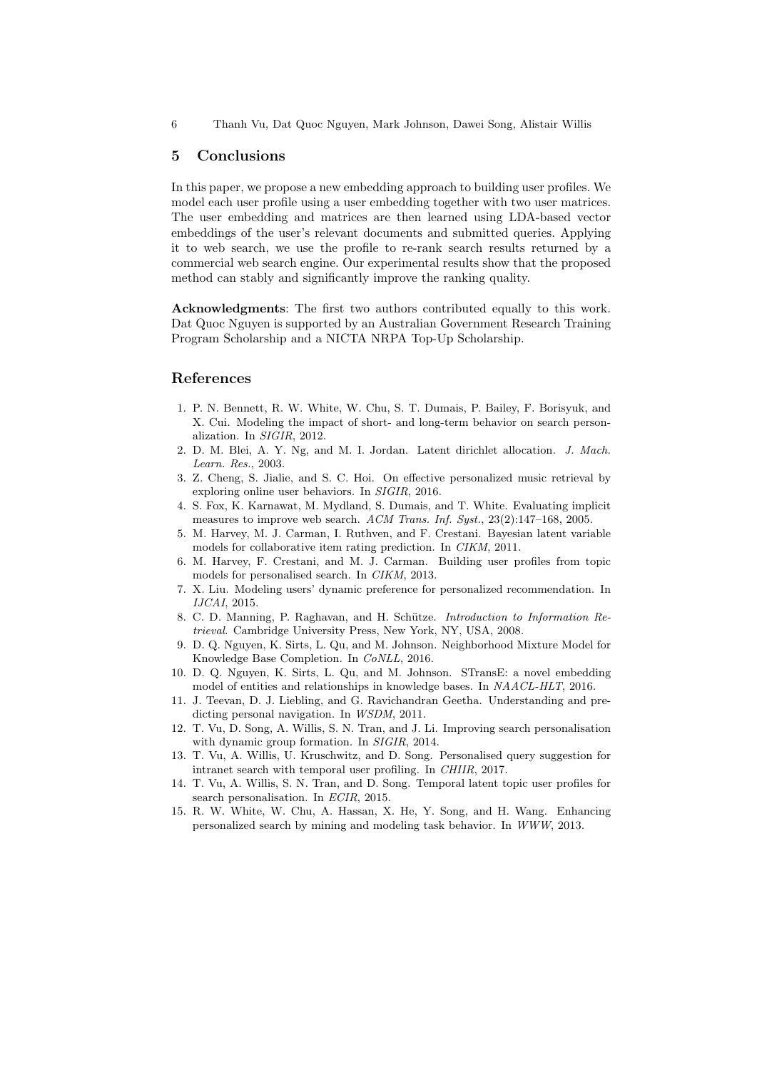## 5 Conclusions

In this paper, we propose a new embedding approach to building user profiles. We model each user profile using a user embedding together with two user matrices. The user embedding and matrices are then learned using LDA-based vector embeddings of the user's relevant documents and submitted queries. Applying it to web search, we use the profile to re-rank search results returned by a commercial web search engine. Our experimental results show that the proposed method can stably and significantly improve the ranking quality.

**Acknowledgments**: The first two authors contributed equally to this work. Dat Quoc Nguyen is supported by an Australian Government Research Training Program Scholarship and a NICTA NRPA Top-Up Scholarship.

## References

1. P. N. Bennett, R. W. White, W. Chu, S. T. Dumais, P. Bailey, F. Borisyuk, and X. Cui. Modeling the impact of short- and long-term behavior on search personalization. In *SIGIR*, 2012.
2. D. M. Blei, A. Y. Ng, and M. I. Jordan. Latent dirichlet allocation. *J. Mach. Learn. Res.*, 2003.
3. Z. Cheng, S. Jialie, and S. C. Hoi. On effective personalized music retrieval by exploring online user behaviors. In *SIGIR*, 2016.
4. S. Fox, K. Karnawat, M. Mydland, S. Dumais, and T. White. Evaluating implicit measures to improve web search. *ACM Trans. Inf. Syst.*, 23(2):147–168, 2005.
5. M. Harvey, M. J. Carman, I. Ruthven, and F. Crestani. Bayesian latent variable models for collaborative item rating prediction. In *CIKM*, 2011.
6. M. Harvey, F. Crestani, and M. J. Carman. Building user profiles from topic models for personalised search. In *CIKM*, 2013.
7. X. Liu. Modeling users' dynamic preference for personalized recommendation. In *IJCAI*, 2015.
8. C. D. Manning, P. Raghavan, and H. Schütze. *Introduction to Information Retrieval*. Cambridge University Press, New York, NY, USA, 2008.
9. D. Q. Nguyen, K. Sirts, L. Qu, and M. Johnson. Neighborhood Mixture Model for Knowledge Base Completion. In *CoNLL*, 2016.
10. D. Q. Nguyen, K. Sirts, L. Qu, and M. Johnson. STransE: a novel embedding model of entities and relationships in knowledge bases. In *NAACL-HLT*, 2016.
11. J. Teevan, D. J. Liebling, and G. Ravichandran Geetha. Understanding and predicting personal navigation. In *WSDM*, 2011.
12. T. Vu, D. Song, A. Willis, S. N. Tran, and J. Li. Improving search personalisation with dynamic group formation. In *SIGIR*, 2014.
13. T. Vu, A. Willis, U. Kruschwitz, and D. Song. Personalised query suggestion for intranet search with temporal user profiling. In *CHIIR*, 2017.
14. T. Vu, A. Willis, S. N. Tran, and D. Song. Temporal latent topic user profiles for search personalisation. In *ECIR*, 2015.
15. R. W. White, W. Chu, A. Hassan, X. He, Y. Song, and H. Wang. Enhancing personalized search by mining and modeling task behavior. In *WWW*, 2013.